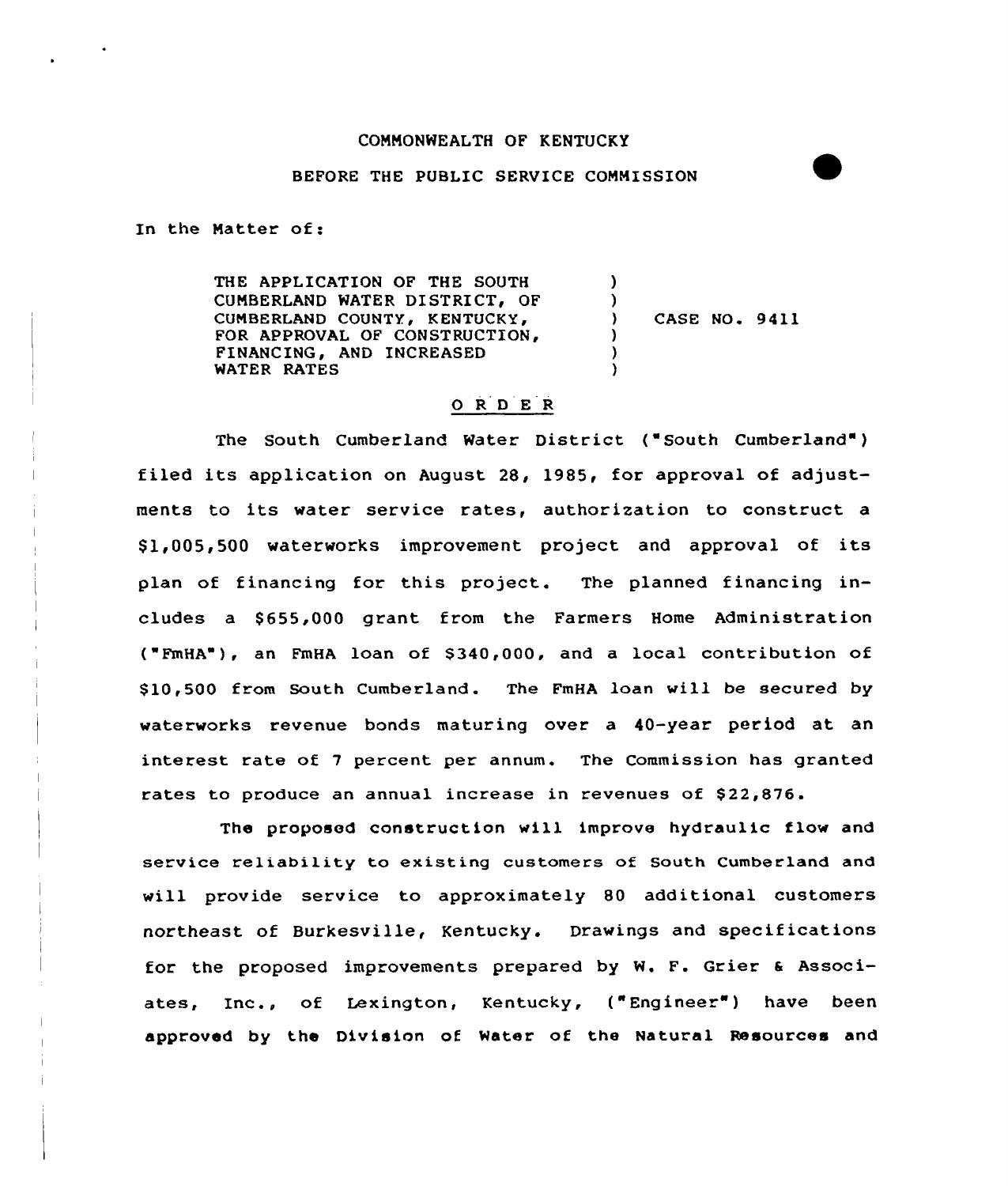COMMONWEALTH OF KENTUCKY

BEFORE THE PUBLIC SERVICE COMMISSION

In the Matter of:

THE APPLICATION OF THE SOUTH CUMBERLAND WATER DISTRICT, OF CUMBERLAND COUNTY, KENTUCKY, FOR APPROVAL OF CONSTRUCTION, FINANCING, AND INCREASED WATER RATES ) CASE NO. 9411

# ORDER

The South Cumberland Water District ("South Cumberland") filed its application on August 28, 1985, for approval of adjustments to its water service rates, authorization to construct a $1,005,500 waterworks improvement project and approval of its plan of financing for this project. The planned financing includes a $655,000 grant from the Farmers Home Administration ("FmHA"), an FmHA loan of $340,000, and a local contribution of $10,500 from South Cumberland. The FmHA loan will be secured by waterworks revenue bonds maturing over a 40-year period at an interest rate of 7 percent per annum. The Commission has granted rates to produce an annual increase in revenues of $22,876.

The proposed construction will improve hydraulic flow and service reliability to existing customers of South Cumberland and will provide service to approximately 80 additional customers northeast of Burkesville, Kentucky. Drawings and specifications for the proposed improvements prepared by W. F. Grier & Associates, Inc., of Lexington, Kentucky, ("Engineer") have been approved by the Division of Water of the Natural Resources and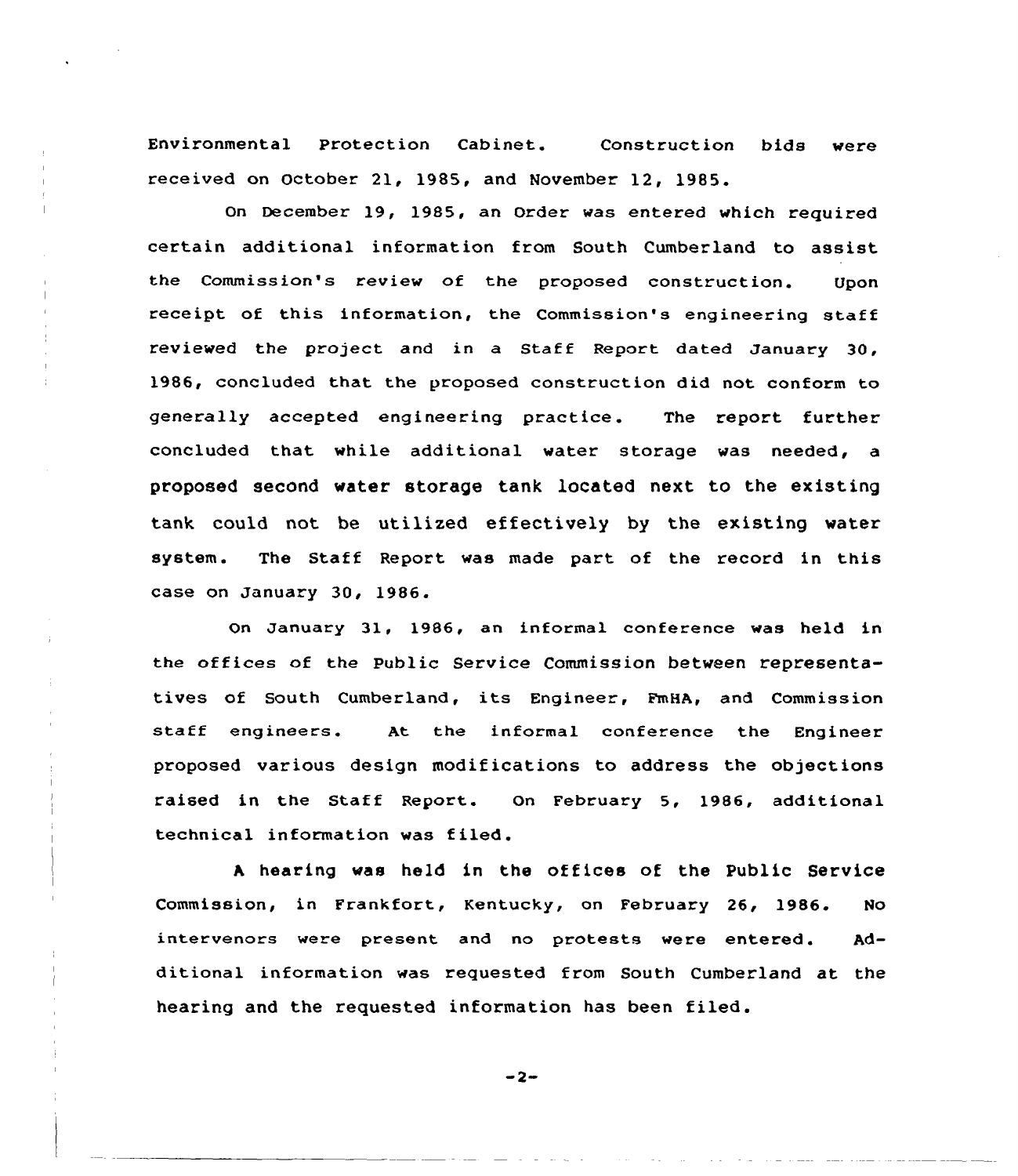Environmental Protection Cabinet. Construction bids were received on October 21, 1985, and November 12, 1985.

On December 19, 1985, an Order was entered which required certain additional information from South Cumberland to assist the Commission's review of the proposed construction. Upon receipt of this information, the Commission's engineering staff reviewed the project and in a Staff Report dated January 30, 1986, concluded that the proposed construction did not conform to generally accepted engineering practice. The report further concluded that while additional water storage was needed, a proposed second water storage tank located next to the existing tank could not be utilized effectively by the existing water system. The Staff Report was made part of the record in this case on January 30, 1986.

On January 31, 1986, an informal conference was held in the offices of the Public Service Commission between representatives of South Cumberland, its Engineer, FmHA, and Commission staff engineers. At the informal conference the Engineer proposed various design modifications to address the objections raised in the Staff Report. On February 5, 1986, additional technical information was filed.

A hearing was held in the offices of the Public Service Commission, in Frankfort, Kentucky, on February 26, 1986. No intervenors were present and no protests were entered. Additional information was requested from South Cumberland at the hearing and the requested information has been filed.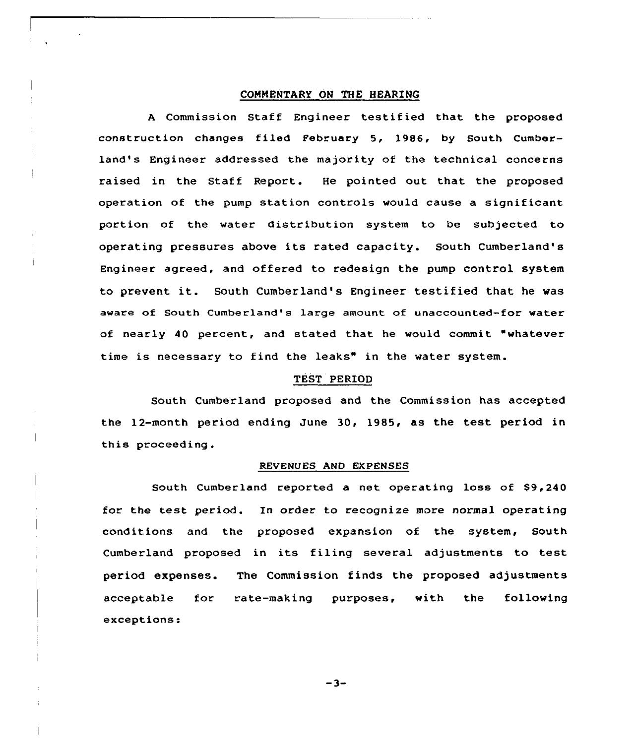## COMMENTARY ON THE HEARING

A Commission Staff Engineer testified that the proposed construction changes filed February 5, 1986, by South Cumberland's Engineer addressed the majority of the technical concerns raised in the Staff Report. He pointed out that the proposed operation of the pump station controls would cause a significant portion of the water distribution system to be subjected to operating pressures above its rated capacity. South Cumberland's Engineer agreed, and offered to redesign the pump control system to prevent it. South Cumberland's Engineer testified that he was aware of South Cumberland's large amount of unaccounted-for water of nearly 40 percent, and stated that he would commit "whatever time is necessary to find the leaks" in the water system.

## TEST PERIOD

South Cumberland proposed and the Commission has accepted the 12-month period ending June 30, 1985, as the test period in this proceeding.

## REVENUES AND EXPENSES

South Cumberland reported a net operating loss of $9,240 for the test period. In order to recognize more normal operating conditions and the proposed expansion of the system, South Cumberland proposed in its filing several adjustments to test period expenses. The Commission finds the proposed adjustments acceptable for rate-making purposes, with the following exceptions: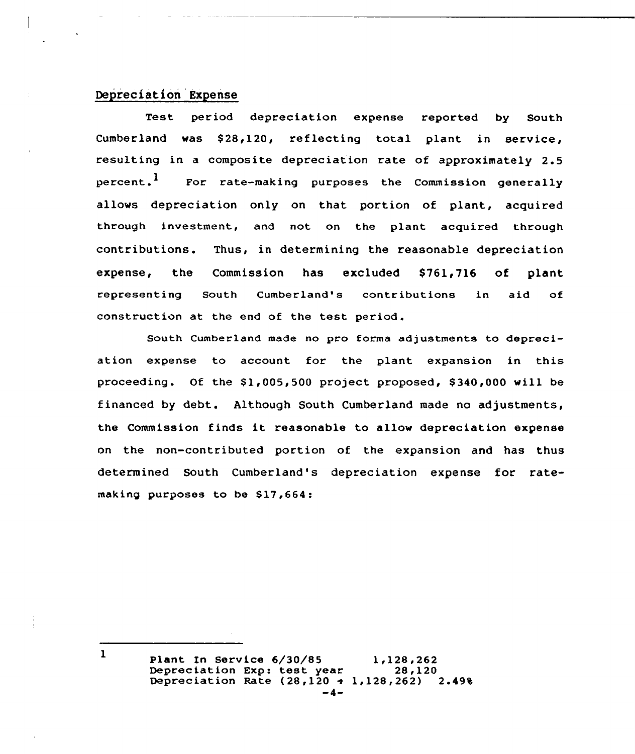## Depreciation Expense

Test period depreciation expense reported by South Cumberland was $28,120, reflecting total plant in service, resulting in a composite depreciation rate of approximately 2.5 percent.[1] For rate-making purposes the Commission generally allows depreciation only on that portion of plant, acquired through investment, and not on the plant acquired through contributions. Thus, in determining the reasonable depreciation expense, the Commission has excluded $761,716 of plant representing South Cumberland's contributions in aid of construction at the end of the test period.

South Cumberland made no pro forma adjustments to depreciation expense to account for the plant expansion in this proceeding. Of the $1,005,500 project proposed, $340,000 will be financed by debt. Although South Cumberland made no adjustments, the Commission finds it reasonable to allow depreciation expense on the non-contributed portion of the expansion and has thus determined South Cumberland's depreciation expense for rate-making purposes to be $17,664:

---

[1]

| | |
|---|---|
| Plant In Service 6/30/85 | 1,128,262 |
| Depreciation Exp: test year | 28,120 |
| Depreciation Rate (28,120 ÷ 1,128,262) | 2.49% |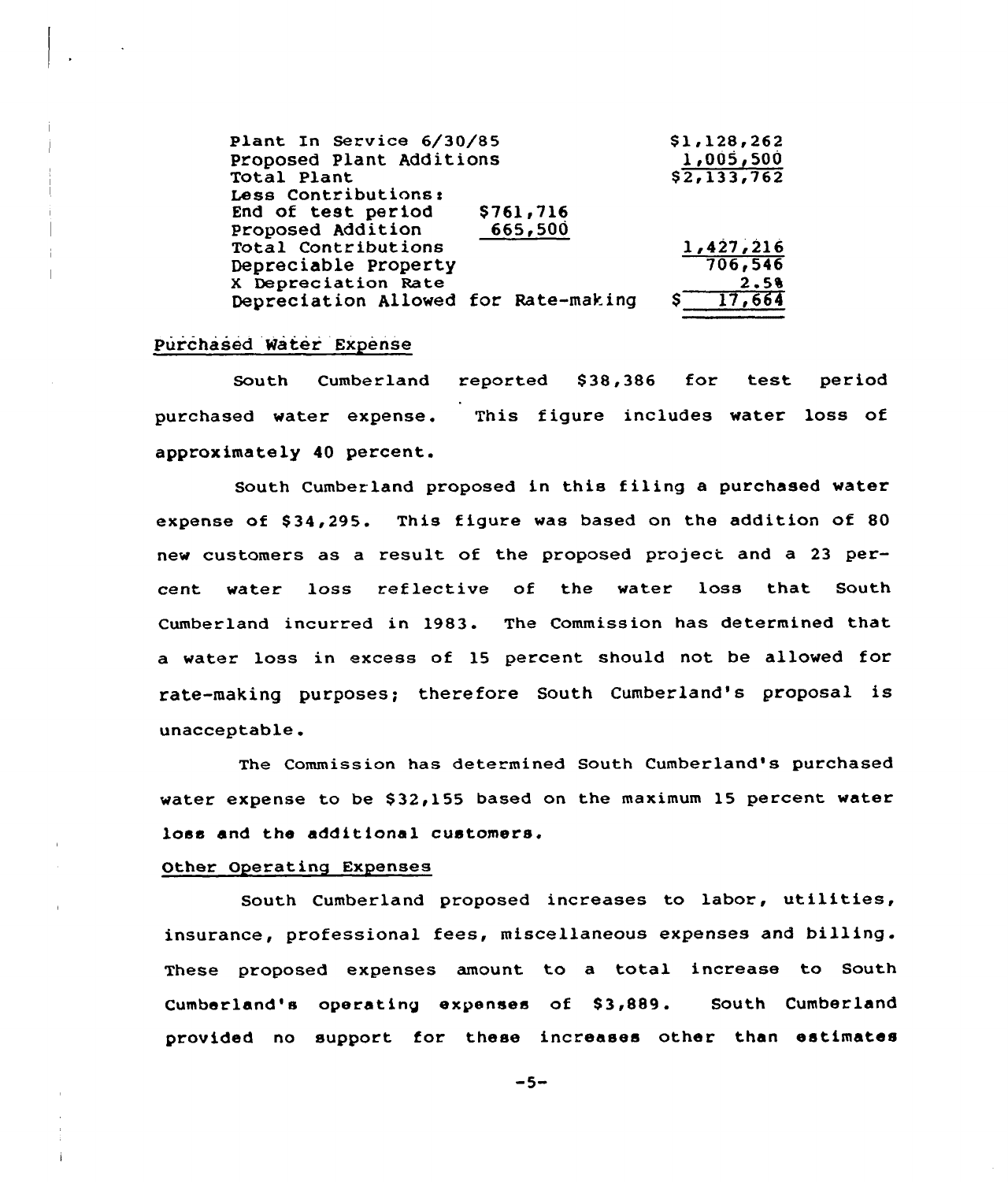| | | |
|---|---|---|
| Plant In Service 6/30/85 | | $1,128,262 |
| Proposed Plant Additions | | 1,005,500 |
| Total Plant | | $2,133,762 |
| Less Contributions: | | |
| End of test period | $761,716 | |
| Proposed Addition | 665,500 | |
| Total Contributions | | 1,427,216 |
| Depreciable Property | | 706,546 |
| X Depreciation Rate | | 2.5% |
| Depreciation Allowed for Rate-making | | $ 17,664 |

## Purchased Water Expense

South Cumberland reported $38,386 for test period purchased water expense. This figure includes water loss of approximately 40 percent.

South Cumberland proposed in this filing a purchased water expense of $34,295. This figure was based on the addition of 80 new customers as a result of the proposed project and a 23 percent water loss reflective of the water loss that South Cumberland incurred in 1983. The Commission has determined that a water loss in excess of 15 percent should not be allowed for rate-making purposes; therefore South Cumberland's proposal is unacceptable.

The Commission has determined South Cumberland's purchased water expense to be $32,155 based on the maximum 15 percent water loss and the additional customers.

## Other Operating Expenses

South Cumberland proposed increases to labor, utilities, insurance, professional fees, miscellaneous expenses and billing. These proposed expenses amount to a total increase to South Cumberland's operating expenses of $3,889. South Cumberland provided no support for these increases other than estimates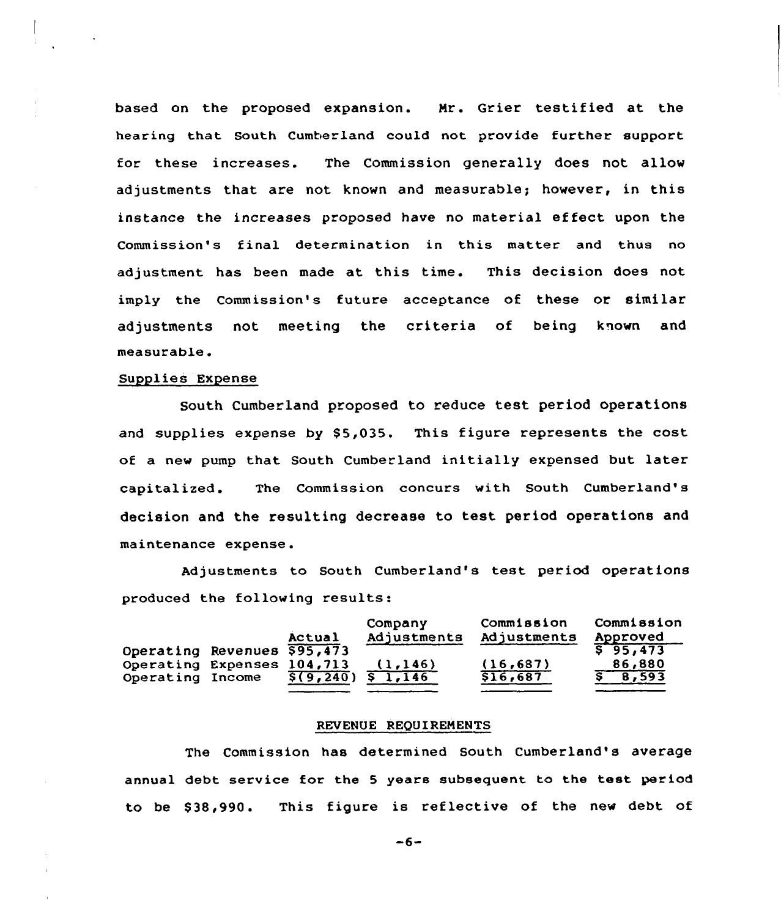based on the proposed expansion. Mr. Grier testified at the hearing that South Cumberland could not provide further support for these increases. The Commission generally does not allow adjustments that are not known and measurable; however, in this instance the increases proposed have no material effect upon the Commission's final determination in this matter and thus no adjustment has been made at this time. This decision does not imply the Commission's future acceptance of these or similar adjustments not meeting the criteria of being known and measurable.

## Supplies Expense

South Cumberland proposed to reduce test period operations and supplies expense by $5,035. This figure represents the cost of a new pump that South Cumberland initially expensed but later capitalized. The Commission concurs with South Cumberland's decision and the resulting decrease to test period operations and maintenance expense.

Adjustments to South Cumberland's test period operations produced the following results:

| | Actual | Company Adjustments | Commission Adjustments | Commission Approved |
|---|---|---|---|---|
| Operating Revenues | $95,473 | | | $ 95,473 |
| Operating Expenses | 104,713 | (1,146) | (16,687) | 86,880 |
| Operating Income | $(9,240) | $ 1,146 | $16,687 | $ 8,593 |

## REVENUE REQUIREMENTS

The Commission has determined South Cumberland's average annual debt service for the 5 years subsequent to the test period to be $38,990. This figure is reflective of the new debt of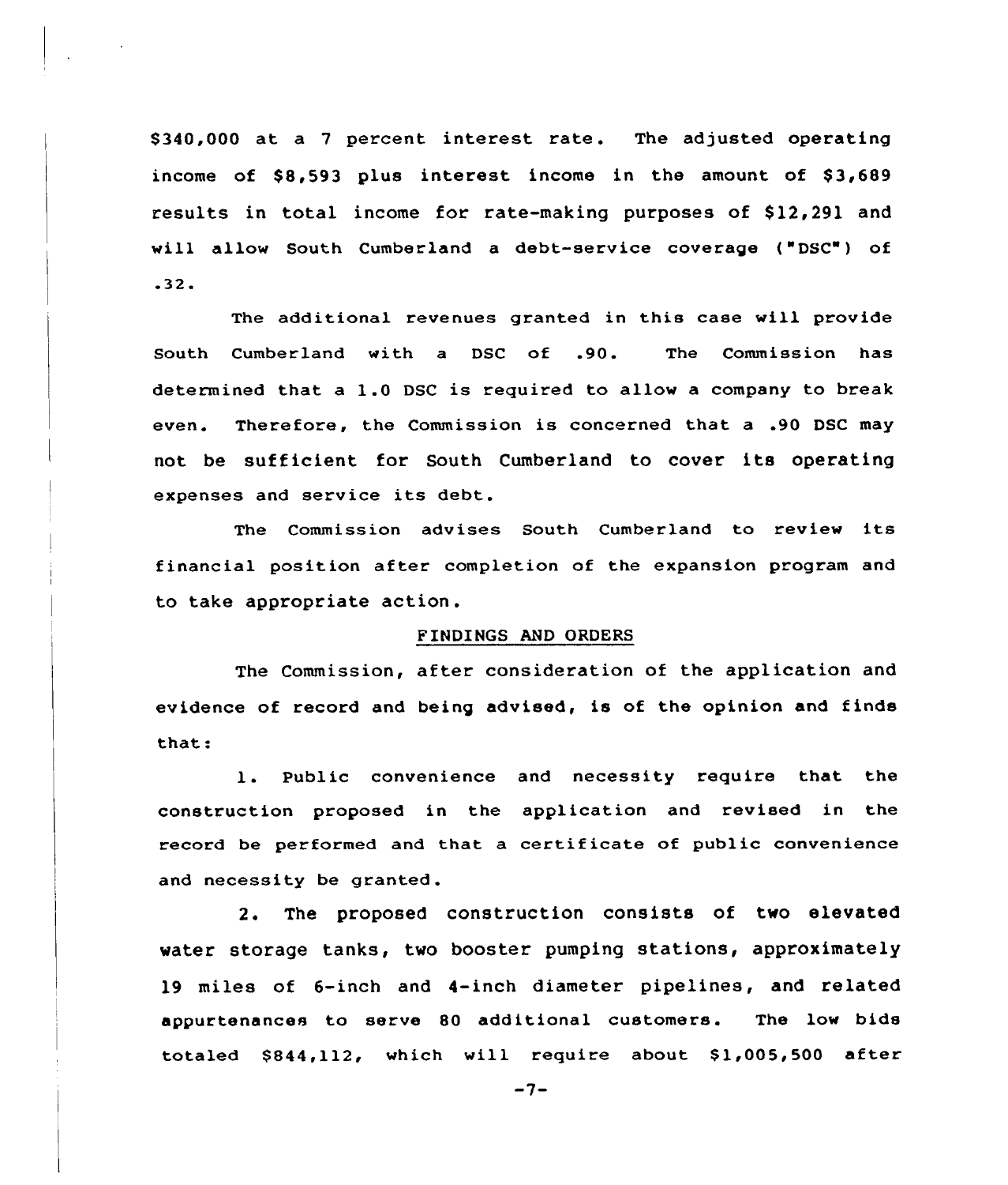$340,000 at a 7 percent interest rate. The adjusted operating income of $8,593 plus interest income in the amount of $3,689 results in total income for rate-making purposes of $12,291 and will allow South Cumberland a debt-service coverage ("DSC") of .32.

The additional revenues granted in this case will provide South Cumberland with a DSC of .90. The Commission has determined that a 1.0 DSC is required to allow a company to break even. Therefore, the Commission is concerned that a .90 DSC may not be sufficient for South Cumberland to cover its operating expenses and service its debt.

The Commission advises South Cumberland to review its financial position after completion of the expansion program and to take appropriate action.

## FINDINGS AND ORDERS

The Commission, after consideration of the application and evidence of record and being advised, is of the opinion and finds that:

1. Public convenience and necessity require that the construction proposed in the application and revised in the record be performed and that a certificate of public convenience and necessity be granted.

2. The proposed construction consists of two elevated water storage tanks, two booster pumping stations, approximately 19 miles of 6-inch and 4-inch diameter pipelines, and related appurtenances to serve 80 additional customers. The low bids totaled $844,112, which will require about $1,005,500 after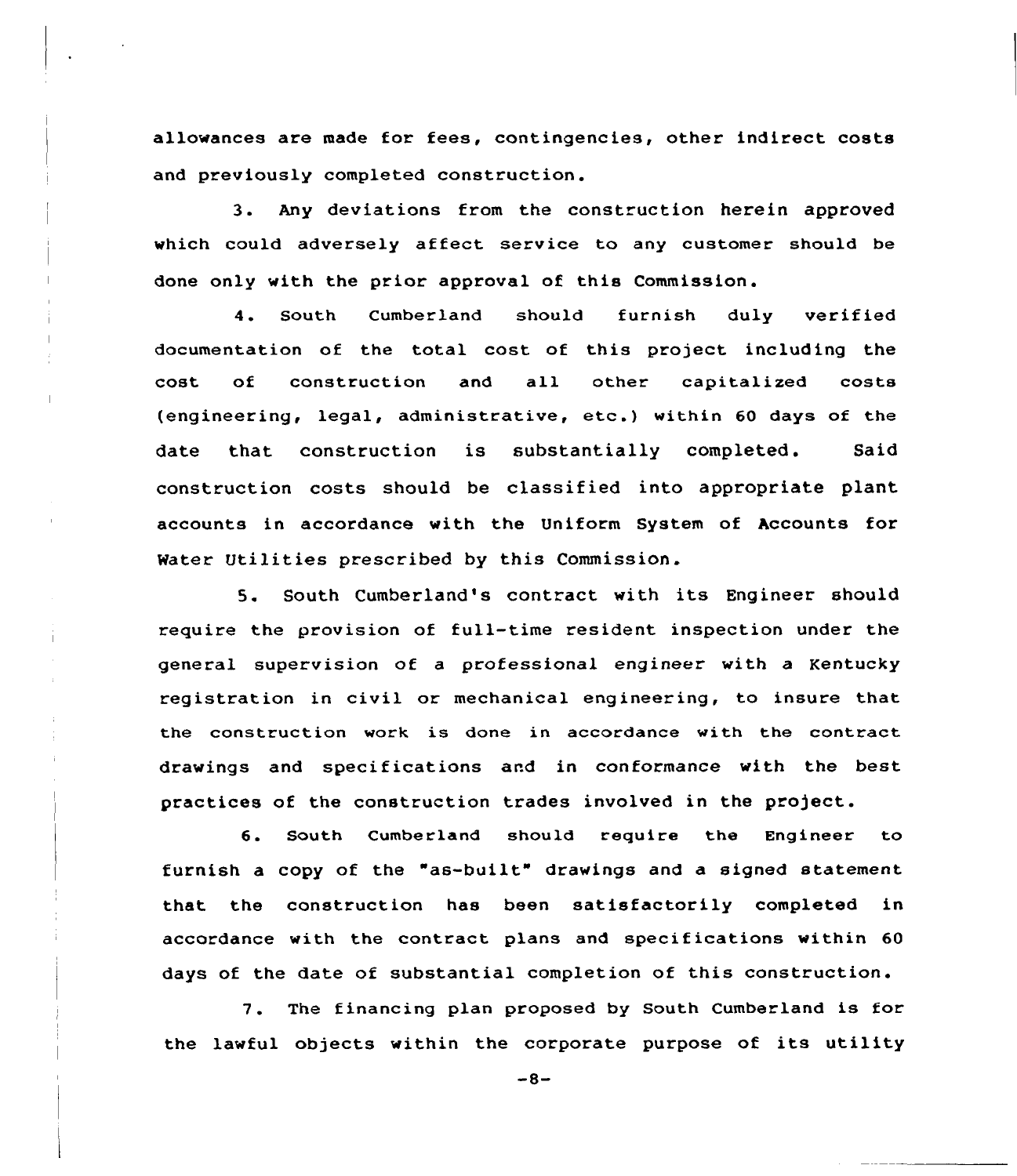allowances are made for fees, contingencies, other indirect costs and previously completed construction.

3. Any deviations from the construction herein approved which could adversely affect service to any customer should be done only with the prior approval of this Commission.

4. South Cumberland should furnish duly verified documentation of the total cost of this project including the cost of construction and all other capitalized costs (engineering, legal, administrative, etc.) within 60 days of the date that construction is substantially completed. Said construction costs should be classified into appropriate plant accounts in accordance with the Uniform System of Accounts for Water Utilities prescribed by this Commission.

5. South Cumberland's contract with its Engineer should require the provision of full-time resident inspection under the general supervision of a professional engineer with a Kentucky registration in civil or mechanical engineering, to insure that the construction work is done in accordance with the contract drawings and specifications and in conformance with the best practices of the construction trades involved in the project.

6. South Cumberland should require the Engineer to furnish a copy of the "as-built" drawings and a signed statement that the construction has been satisfactorily completed in accordance with the contract plans and specifications within 60 days of the date of substantial completion of this construction.

7. The financing plan proposed by South Cumberland is for the lawful objects within the corporate purpose of its utility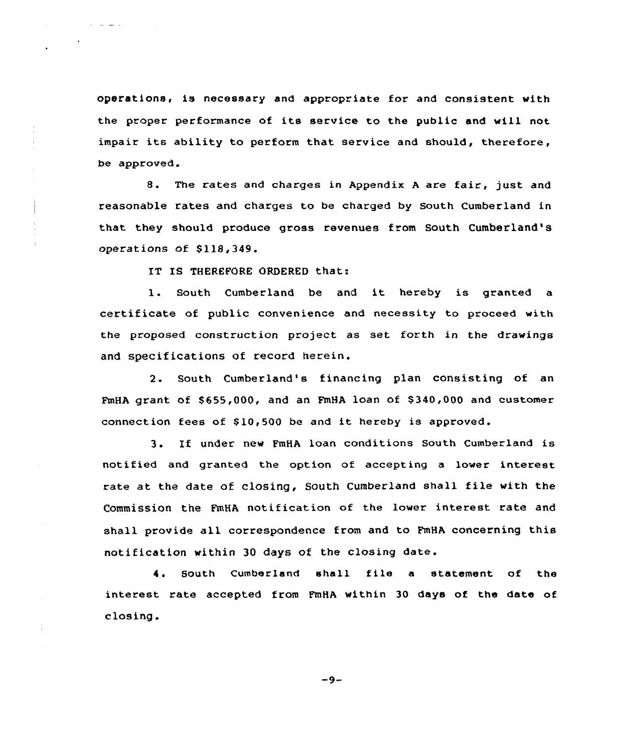operations, is necessary and appropriate for and consistent with the proper performance of its service to the public and will not impair its ability to perform that service and should, therefore, be approved.

8. The rates and charges in Appendix A are fair, just and reasonable rates and charges to be charged by South Cumberland in that they should produce gross revenues from South Cumberland's operations of $118,349.

IT IS THEREFORE ORDERED that:

1. South Cumberland be and it hereby is granted a certificate of public convenience and necessity to proceed with the proposed construction project as set forth in the drawings and specifications of record herein.

2. South Cumberland's financing plan consisting of an FmHA grant of $655,000, and an FmHA loan of $340,000 and customer connection fees of $10,500 be and it hereby is approved.

3. If under new FmHA loan conditions South Cumberland is notified and granted the option of accepting a lower interest rate at the date of closing, South Cumberland shall file with the Commission the FmHA notification of the lower interest rate and shall provide all correspondence from and to FmHA concerning this notification within 30 days of the closing date.

4. South Cumberland shall file a statement of the interest rate accepted from FmHA within 30 days of the date of closing.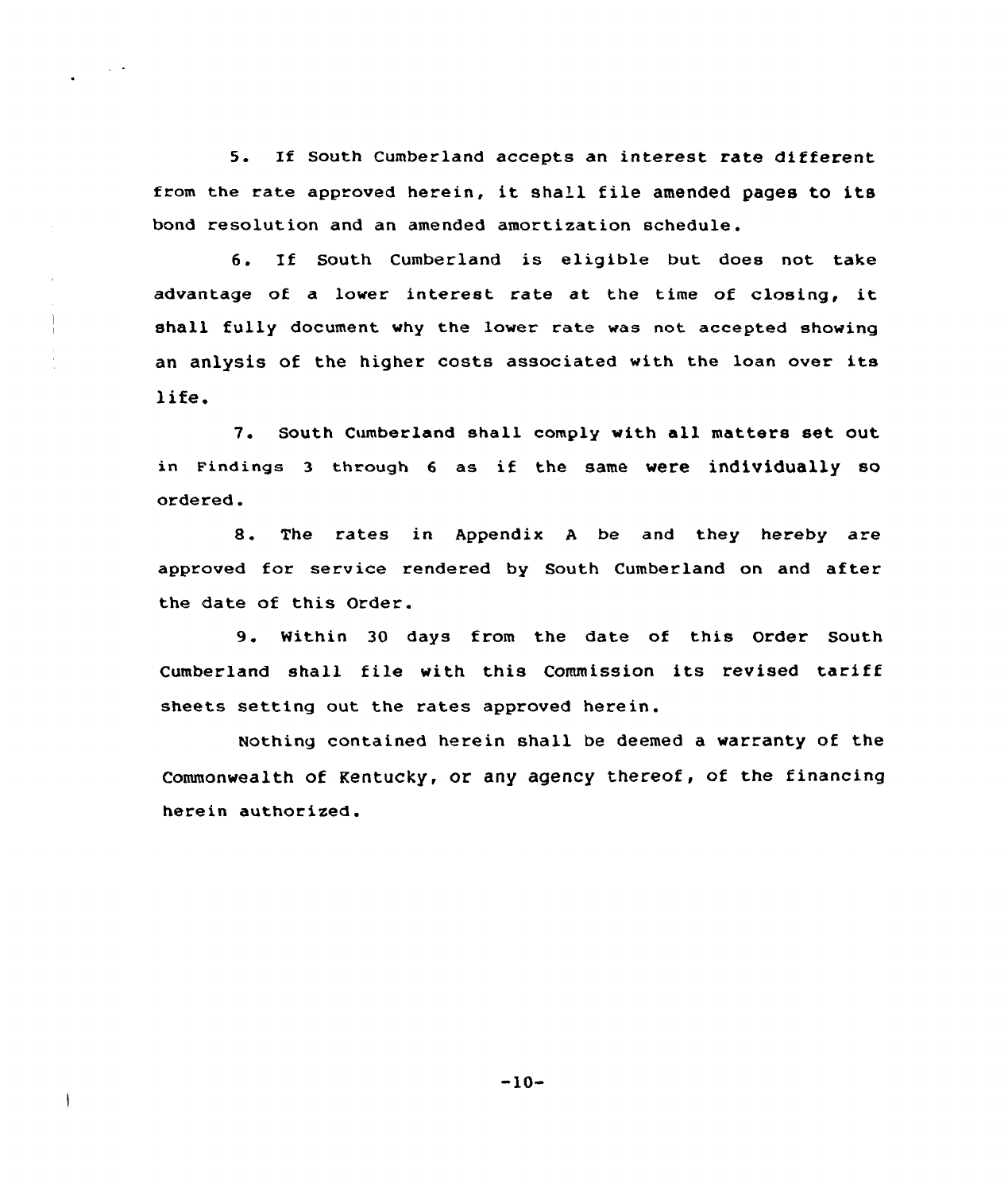5. If South Cumberland accepts an interest rate different from the rate approved herein, it shall file amended pages to its bond resolution and an amended amortization schedule.

6. If South Cumberland is eligible but does not take advantage of a lower interest rate at the time of closing, it shall fully document why the lower rate was not accepted showing an anlysis of the higher costs associated with the loan over its life.

7. South Cumberland shall comply with all matters set out in Findings 3 through 6 as if the same were individually so ordered.

8. The rates in Appendix A be and they hereby are approved for service rendered by South Cumberland on and after the date of this Order.

9. Within 30 days from the date of this Order South Cumberland shall file with this Commission its revised tariff sheets setting out the rates approved herein.

Nothing contained herein shall be deemed a warranty of the Commonwealth of Kentucky, or any agency thereof, of the financing herein authorized.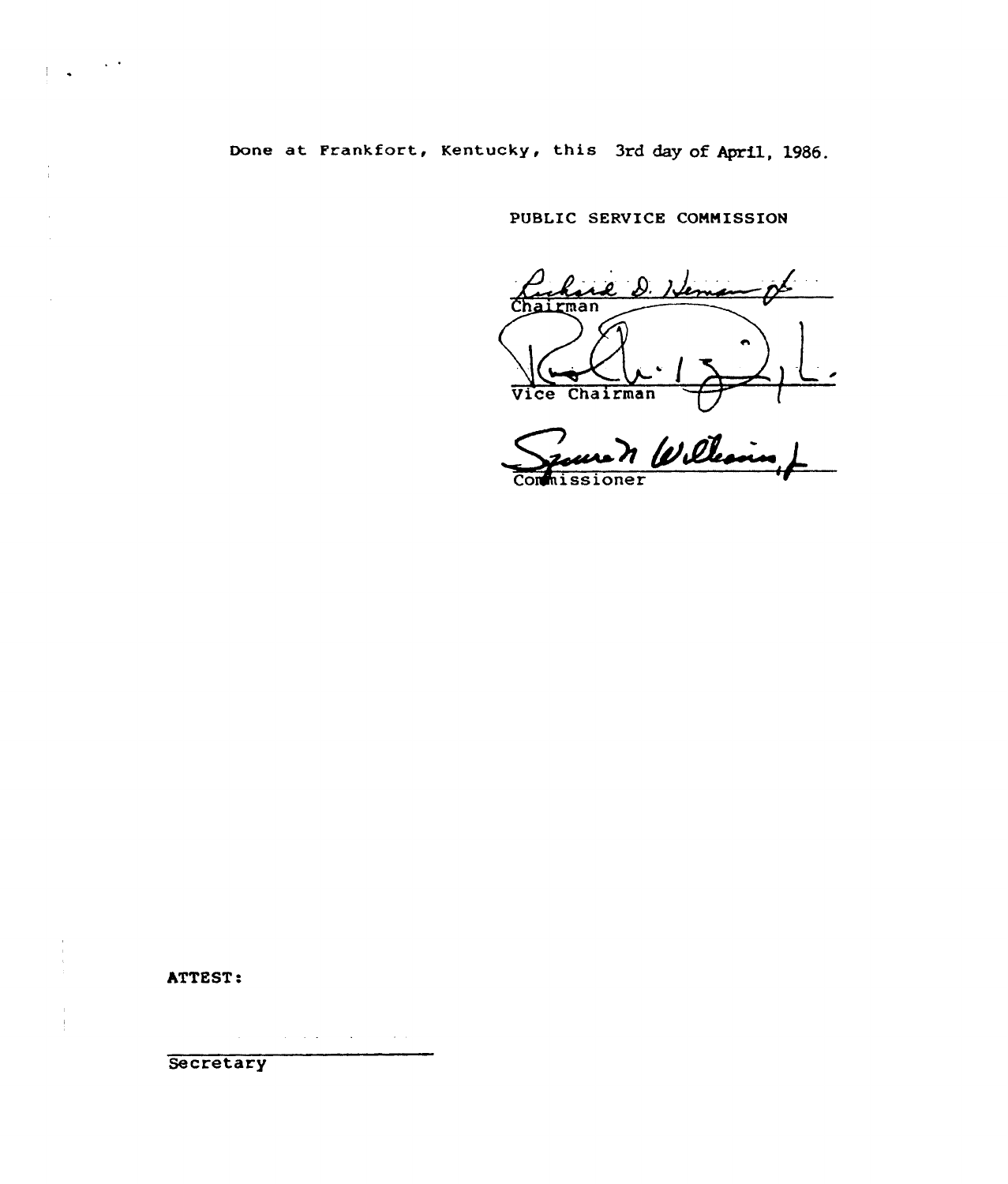Done at Frankfort, Kentucky, this 3rd day of April, 1986.

PUBLIC SERVICE COMMISSION

Richard D. Heman Jr.
Chairman

Vice Chairman

George N. Williams, J.
Commissioner

ATTEST:

Secretary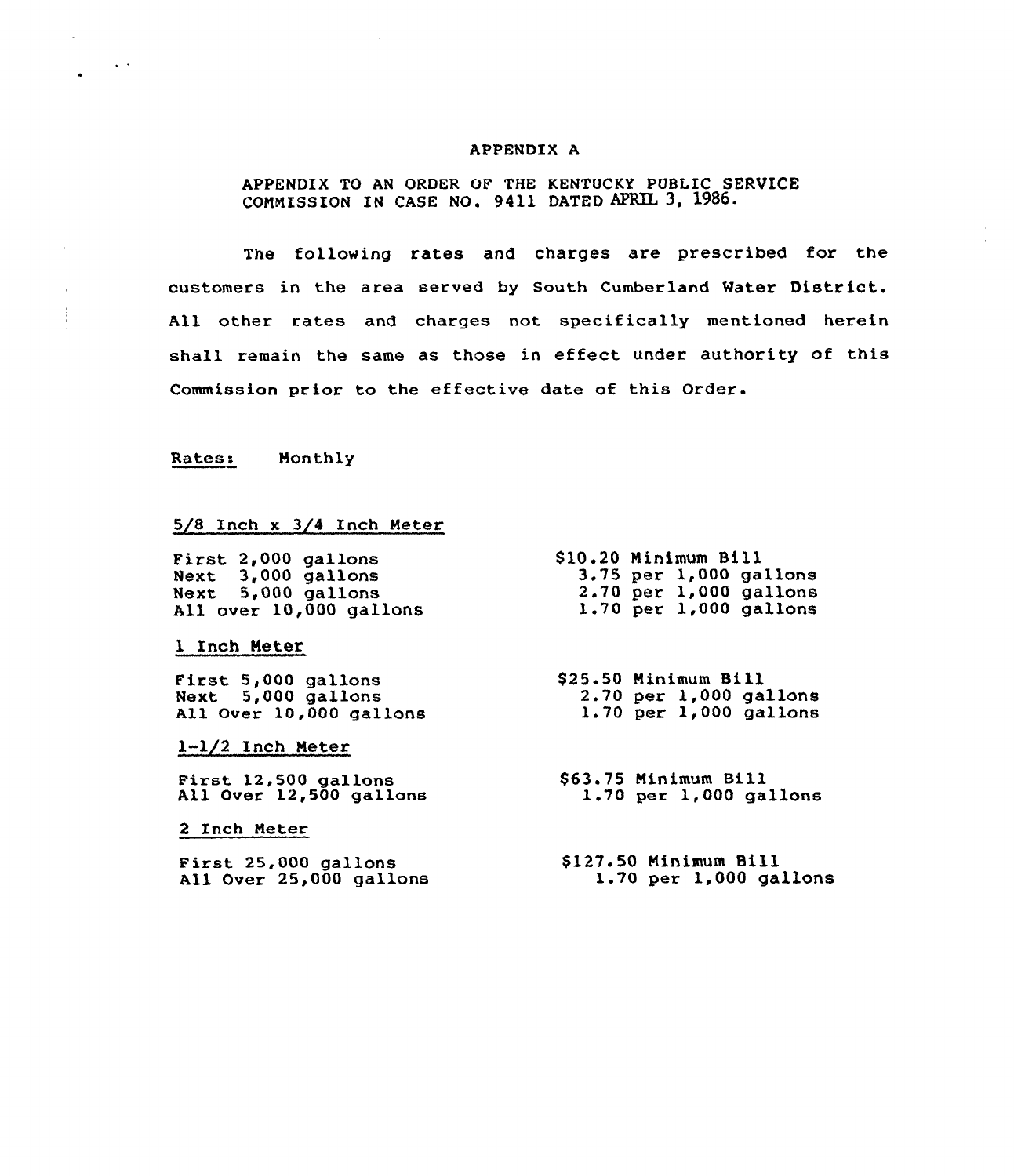# APPENDIX A

APPENDIX TO AN ORDER OF THE KENTUCKY PUBLIC SERVICE COMMISSION IN CASE NO. 9411 DATED APRIL 3, 1986.

The following rates and charges are prescribed for the customers in the area served by South Cumberland Water District. All other rates and charges not specifically mentioned herein shall remain the same as those in effect under authority of this Commission prior to the effective date of this Order.

Rates: Monthly

5/8 Inch x 3/4 Inch Meter

| | |
|---|---|
| First 2,000 gallons | $10.20 Minimum Bill |
| Next 3,000 gallons | 3.75 per 1,000 gallons |
| Next 5,000 gallons | 2.70 per 1,000 gallons |
| All over 10,000 gallons | 1.70 per 1,000 gallons |

1 Inch Meter

| | |
|---|---|
| First 5,000 gallons | $25.50 Minimum Bill |
| Next 5,000 gallons | 2.70 per 1,000 gallons |
| All Over 10,000 gallons | 1.70 per 1,000 gallons |

1-1/2 Inch Meter

| | |
|---|---|
| First 12,500 gallons | $63.75 Minimum Bill |
| All Over 12,500 gallons | 1.70 per 1,000 gallons |

2 Inch Meter

| | |
|---|---|
| First 25,000 gallons | $127.50 Minimum Bill |
| All Over 25,000 gallons | 1.70 per 1,000 gallons |